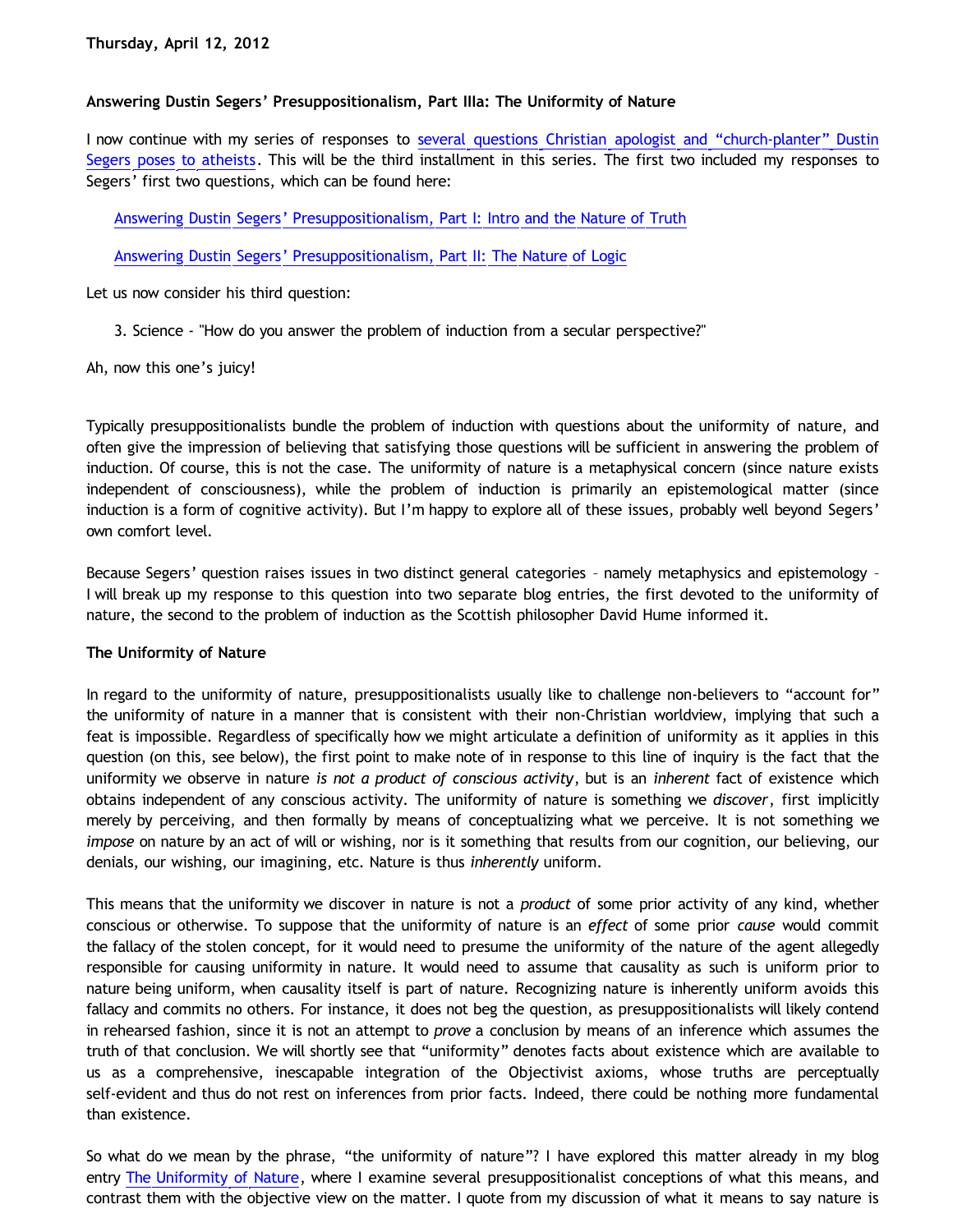Thursday, April 12, 2012

### Answering Dustin Segers' Presuppositionalism, Part IIIa: The Uniformity of Nature

I now continue with my series of responses to several questions Christian apologist and "church-planter" Dustin Segers poses to atheists. This will be the third installment in this series. The first two included my responses to Segers' first two questions, which can be found here:

> Answering Dustin Segers' Presuppositionalism, Part I: Intro and the Nature of Truth
>
> Answering Dustin Segers' Presuppositionalism, Part II: The Nature of Logic

Let us now consider his third question:

> 3. Science - "How do you answer the problem of induction from a secular perspective?"

Ah, now this one's juicy!

Typically presuppositionalists bundle the problem of induction with questions about the uniformity of nature, and often give the impression of believing that satisfying those questions will be sufficient in answering the problem of induction. Of course, this is not the case. The uniformity of nature is a metaphysical concern (since nature exists independent of consciousness), while the problem of induction is primarily an epistemological matter (since induction is a form of cognitive activity). But I'm happy to explore all of these issues, probably well beyond Segers' own comfort level.

Because Segers' question raises issues in two distinct general categories – namely metaphysics and epistemology – I will break up my response to this question into two separate blog entries, the first devoted to the uniformity of nature, the second to the problem of induction as the Scottish philosopher David Hume informed it.

#### The Uniformity of Nature

In regard to the uniformity of nature, presuppositionalists usually like to challenge non-believers to "account for" the uniformity of nature in a manner that is consistent with their non-Christian worldview, implying that such a feat is impossible. Regardless of specifically how we might articulate a definition of uniformity as it applies in this question (on this, see below), the first point to make note of in response to this line of inquiry is the fact that the uniformity we observe in nature *is not a product of conscious activity*, but is an *inherent* fact of existence which obtains independent of any conscious activity. The uniformity of nature is something we *discover*, first implicitly merely by perceiving, and then formally by means of conceptualizing what we perceive. It is not something we *impose* on nature by an act of will or wishing, nor is it something that results from our cognition, our believing, our denials, our wishing, our imagining, etc. Nature is thus *inherently* uniform.

This means that the uniformity we discover in nature is not a *product* of some prior activity of any kind, whether conscious or otherwise. To suppose that the uniformity of nature is an *effect* of some prior *cause* would commit the fallacy of the stolen concept, for it would need to presume the uniformity of the nature of the agent allegedly responsible for causing uniformity in nature. It would need to assume that causality as such is uniform prior to nature being uniform, when causality itself is part of nature. Recognizing nature is inherently uniform avoids this fallacy and commits no others. For instance, it does not beg the question, as presuppositionalists will likely contend in rehearsed fashion, since it is not an attempt to *prove* a conclusion by means of an inference which assumes the truth of that conclusion. We will shortly see that "uniformity" denotes facts about existence which are available to us as a comprehensive, inescapable integration of the Objectivist axioms, whose truths are perceptually self-evident and thus do not rest on inferences from prior facts. Indeed, there could be nothing more fundamental than existence.

So what do we mean by the phrase, "the uniformity of nature"? I have explored this matter already in my blog entry The Uniformity of Nature, where I examine several presuppositionalist conceptions of what this means, and contrast them with the objective view on the matter. I quote from my discussion of what it means to say nature is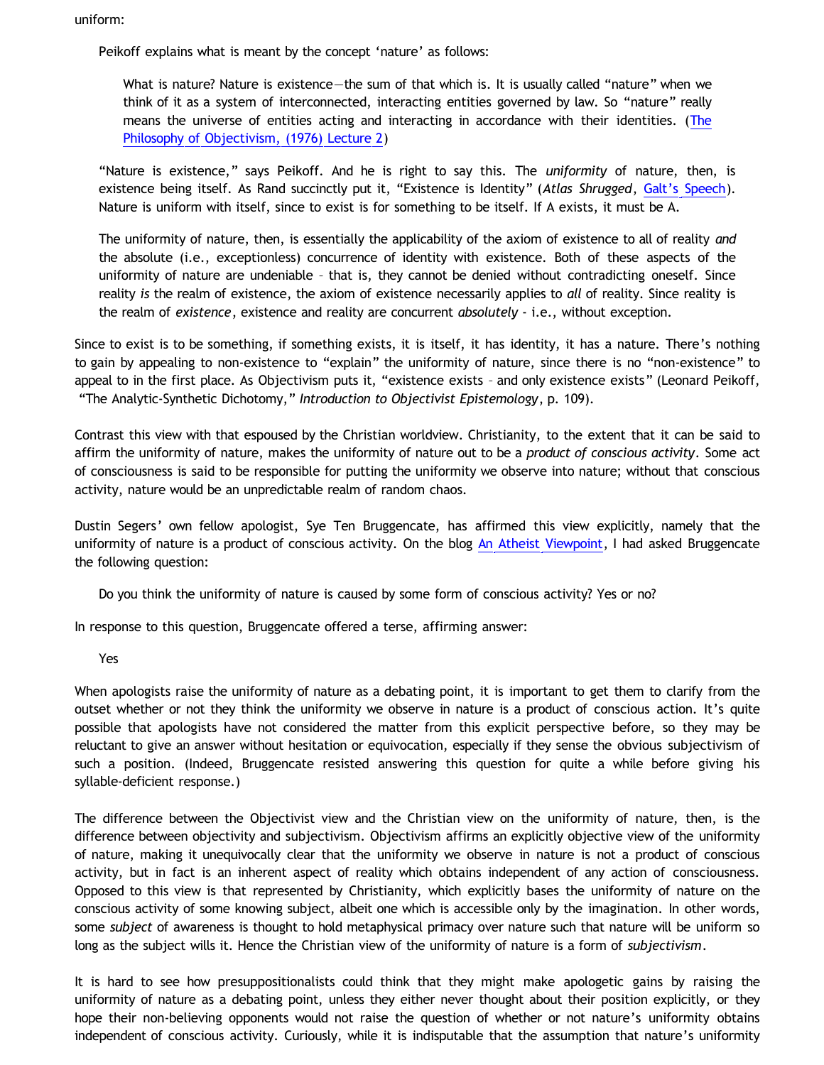uniform:

> Peikoff explains what is meant by the concept 'nature' as follows:
>
> > What is nature? Nature is existence—the sum of that which is. It is usually called "nature" when we think of it as a system of interconnected, interacting entities governed by law. So "nature" really means the universe of entities acting and interacting in accordance with their identities. (The Philosophy of Objectivism, (1976) Lecture 2)
>
> "Nature is existence," says Peikoff. And he is right to say this. The *uniformity* of nature, then, is existence being itself. As Rand succinctly put it, "Existence is Identity" (*Atlas Shrugged,* Galt's Speech). Nature is uniform with itself, since to exist is for something to be itself. If A exists, it must be A.
>
> The uniformity of nature, then, is essentially the applicability of the axiom of existence to all of reality *and* the absolute (i.e., exceptionless) concurrence of identity with existence. Both of these aspects of the uniformity of nature are undeniable – that is, they cannot be denied without contradicting oneself. Since reality *is* the realm of existence, the axiom of existence necessarily applies to *all* of reality. Since reality is the realm of *existence*, existence and reality are concurrent *absolutely* - i.e., without exception.

Since to exist is to be something, if something exists, it is itself, it has identity, it has a nature. There's nothing to gain by appealing to non-existence to "explain" the uniformity of nature, since there is no "non-existence" to appeal to in the first place. As Objectivism puts it, "existence exists – and only existence exists" (Leonard Peikoff, "The Analytic-Synthetic Dichotomy," *Introduction to Objectivist Epistemology*, p. 109).

Contrast this view with that espoused by the Christian worldview. Christianity, to the extent that it can be said to affirm the uniformity of nature, makes the uniformity of nature out to be a *product of conscious activity*. Some act of consciousness is said to be responsible for putting the uniformity we observe into nature; without that conscious activity, nature would be an unpredictable realm of random chaos.

Dustin Segers' own fellow apologist, Sye Ten Bruggencate, has affirmed this view explicitly, namely that the uniformity of nature is a product of conscious activity. On the blog An Atheist Viewpoint, I had asked Bruggencate the following question:

> Do you think the uniformity of nature is caused by some form of conscious activity? Yes or no?

In response to this question, Bruggencate offered a terse, affirming answer:

> Yes

When apologists raise the uniformity of nature as a debating point, it is important to get them to clarify from the outset whether or not they think the uniformity we observe in nature is a product of conscious action. It's quite possible that apologists have not considered the matter from this explicit perspective before, so they may be reluctant to give an answer without hesitation or equivocation, especially if they sense the obvious subjectivism of such a position. (Indeed, Bruggencate resisted answering this question for quite a while before giving his syllable-deficient response.)

The difference between the Objectivist view and the Christian view on the uniformity of nature, then, is the difference between objectivity and subjectivism. Objectivism affirms an explicitly objective view of the uniformity of nature, making it unequivocally clear that the uniformity we observe in nature is not a product of conscious activity, but in fact is an inherent aspect of reality which obtains independent of any action of consciousness. Opposed to this view is that represented by Christianity, which explicitly bases the uniformity of nature on the conscious activity of some knowing subject, albeit one which is accessible only by the imagination. In other words, some *subject* of awareness is thought to hold metaphysical primacy over nature such that nature will be uniform so long as the subject wills it. Hence the Christian view of the uniformity of nature is a form of *subjectivism*.

It is hard to see how presuppositionalists could think that they might make apologetic gains by raising the uniformity of nature as a debating point, unless they either never thought about their position explicitly, or they hope their non-believing opponents would not raise the question of whether or not nature's uniformity obtains independent of conscious activity. Curiously, while it is indisputable that the assumption that nature's uniformity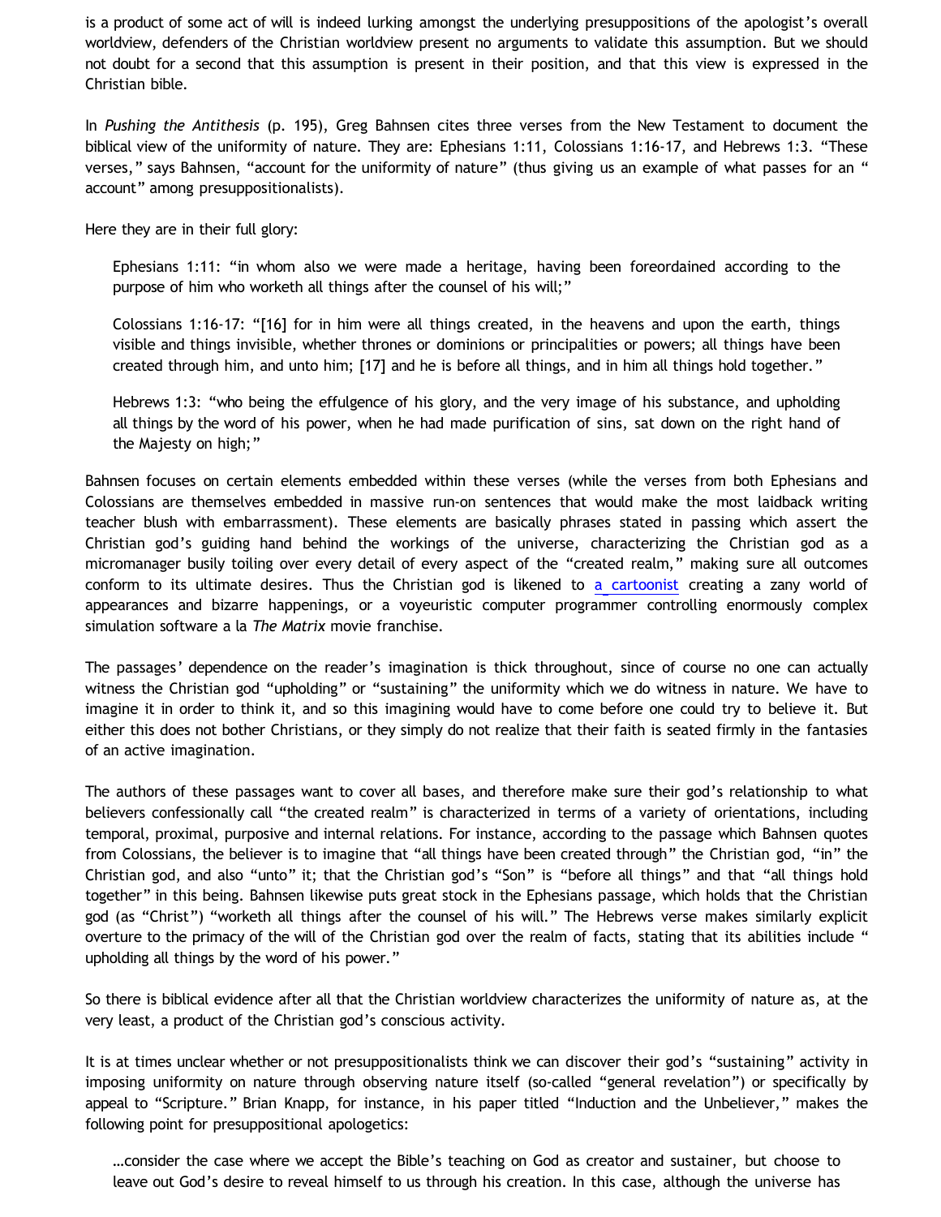is a product of some act of will is indeed lurking amongst the underlying presuppositions of the apologist's overall worldview, defenders of the Christian worldview present no arguments to validate this assumption. But we should not doubt for a second that this assumption is present in their position, and that this view is expressed in the Christian bible.

In *Pushing the Antithesis* (p. 195), Greg Bahnsen cites three verses from the New Testament to document the biblical view of the uniformity of nature. They are: Ephesians 1:11, Colossians 1:16-17, and Hebrews 1:3. "These verses," says Bahnsen, "account for the uniformity of nature" (thus giving us an example of what passes for an " account" among presuppositionalists).

Here they are in their full glory:

> Ephesians 1:11: "in whom also we were made a heritage, having been foreordained according to the purpose of him who worketh all things after the counsel of his will;"
>
> Colossians 1:16-17: "[16] for in him were all things created, in the heavens and upon the earth, things visible and things invisible, whether thrones or dominions or principalities or powers; all things have been created through him, and unto him; [17] and he is before all things, and in him all things hold together."
>
> Hebrews 1:3: "who being the effulgence of his glory, and the very image of his substance, and upholding all things by the word of his power, when he had made purification of sins, sat down on the right hand of the Majesty on high;"

Bahnsen focuses on certain elements embedded within these verses (while the verses from both Ephesians and Colossians are themselves embedded in massive run-on sentences that would make the most laidback writing teacher blush with embarrassment). These elements are basically phrases stated in passing which assert the Christian god's guiding hand behind the workings of the universe, characterizing the Christian god as a micromanager busily toiling over every detail of every aspect of the "created realm," making sure all outcomes conform to its ultimate desires. Thus the Christian god is likened to a cartoonist creating a zany world of appearances and bizarre happenings, or a voyeuristic computer programmer controlling enormously complex simulation software a la *The Matrix* movie franchise.

The passages' dependence on the reader's imagination is thick throughout, since of course no one can actually witness the Christian god "upholding" or "sustaining" the uniformity which we do witness in nature. We have to imagine it in order to think it, and so this imagining would have to come before one could try to believe it. But either this does not bother Christians, or they simply do not realize that their faith is seated firmly in the fantasies of an active imagination.

The authors of these passages want to cover all bases, and therefore make sure their god's relationship to what believers confessionally call "the created realm" is characterized in terms of a variety of orientations, including temporal, proximal, purposive and internal relations. For instance, according to the passage which Bahnsen quotes from Colossians, the believer is to imagine that "all things have been created through" the Christian god, "in" the Christian god, and also "unto" it; that the Christian god's "Son" is "before all things" and that "all things hold together" in this being. Bahnsen likewise puts great stock in the Ephesians passage, which holds that the Christian god (as "Christ") "worketh all things after the counsel of his will." The Hebrews verse makes similarly explicit overture to the primacy of the will of the Christian god over the realm of facts, stating that its abilities include " upholding all things by the word of his power."

So there is biblical evidence after all that the Christian worldview characterizes the uniformity of nature as, at the very least, a product of the Christian god's conscious activity.

It is at times unclear whether or not presuppositionalists think we can discover their god's "sustaining" activity in imposing uniformity on nature through observing nature itself (so-called "general revelation") or specifically by appeal to "Scripture." Brian Knapp, for instance, in his paper titled "Induction and the Unbeliever," makes the following point for presuppositional apologetics:

> …consider the case where we accept the Bible's teaching on God as creator and sustainer, but choose to leave out God's desire to reveal himself to us through his creation. In this case, although the universe has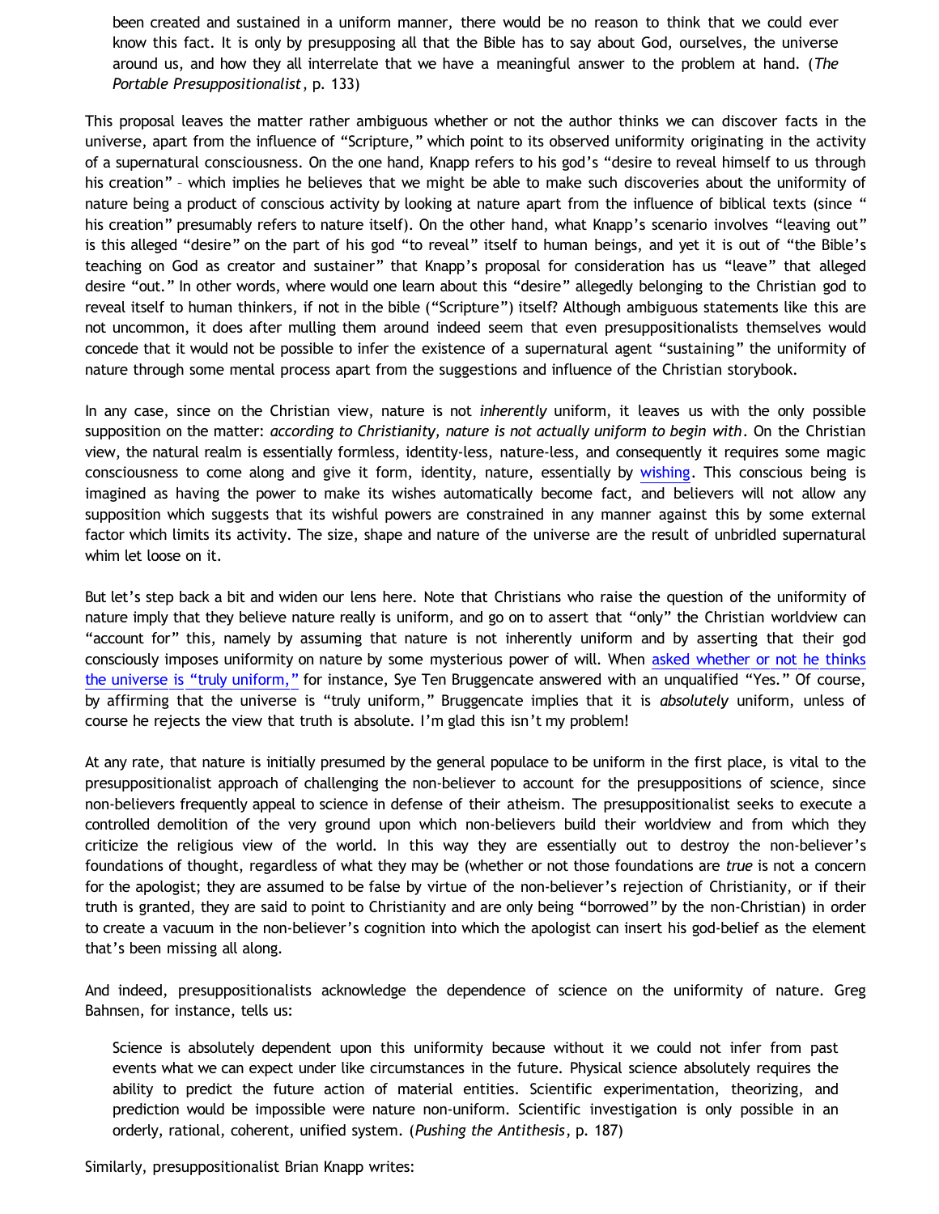> been created and sustained in a uniform manner, there would be no reason to think that we could ever know this fact. It is only by presupposing all that the Bible has to say about God, ourselves, the universe around us, and how they all interrelate that we have a meaningful answer to the problem at hand. (*The Portable Presuppositionalist*, p. 133)

This proposal leaves the matter rather ambiguous whether or not the author thinks we can discover facts in the universe, apart from the influence of "Scripture," which point to its observed uniformity originating in the activity of a supernatural consciousness. On the one hand, Knapp refers to his god's "desire to reveal himself to us through his creation" – which implies he believes that we might be able to make such discoveries about the uniformity of nature being a product of conscious activity by looking at nature apart from the influence of biblical texts (since " his creation" presumably refers to nature itself). On the other hand, what Knapp's scenario involves "leaving out" is this alleged "desire" on the part of his god "to reveal" itself to human beings, and yet it is out of "the Bible's teaching on God as creator and sustainer" that Knapp's proposal for consideration has us "leave" that alleged desire "out." In other words, where would one learn about this "desire" allegedly belonging to the Christian god to reveal itself to human thinkers, if not in the bible ("Scripture") itself? Although ambiguous statements like this are not uncommon, it does after mulling them around indeed seem that even presuppositionalists themselves would concede that it would not be possible to infer the existence of a supernatural agent "sustaining" the uniformity of nature through some mental process apart from the suggestions and influence of the Christian storybook.

In any case, since on the Christian view, nature is not *inherently* uniform, it leaves us with the only possible supposition on the matter: *according to Christianity, nature is not actually uniform to begin with*. On the Christian view, the natural realm is essentially formless, identity-less, nature-less, and consequently it requires some magic consciousness to come along and give it form, identity, nature, essentially by wishing. This conscious being is imagined as having the power to make its wishes automatically become fact, and believers will not allow any supposition which suggests that its wishful powers are constrained in any manner against this by some external factor which limits its activity. The size, shape and nature of the universe are the result of unbridled supernatural whim let loose on it.

But let's step back a bit and widen our lens here. Note that Christians who raise the question of the uniformity of nature imply that they believe nature really is uniform, and go on to assert that "only" the Christian worldview can "account for" this, namely by assuming that nature is not inherently uniform and by asserting that their god consciously imposes uniformity on nature by some mysterious power of will. When asked whether or not he thinks the universe is "truly uniform," for instance, Sye Ten Bruggencate answered with an unqualified "Yes." Of course, by affirming that the universe is "truly uniform," Bruggencate implies that it is *absolutely* uniform, unless of course he rejects the view that truth is absolute. I'm glad this isn't my problem!

At any rate, that nature is initially presumed by the general populace to be uniform in the first place, is vital to the presuppositionalist approach of challenging the non-believer to account for the presuppositions of science, since non-believers frequently appeal to science in defense of their atheism. The presuppositionalist seeks to execute a controlled demolition of the very ground upon which non-believers build their worldview and from which they criticize the religious view of the world. In this way they are essentially out to destroy the non-believer's foundations of thought, regardless of what they may be (whether or not those foundations are *true* is not a concern for the apologist; they are assumed to be false by virtue of the non-believer's rejection of Christianity, or if their truth is granted, they are said to point to Christianity and are only being "borrowed" by the non-Christian) in order to create a vacuum in the non-believer's cognition into which the apologist can insert his god-belief as the element that's been missing all along.

And indeed, presuppositionalists acknowledge the dependence of science on the uniformity of nature. Greg Bahnsen, for instance, tells us:

> Science is absolutely dependent upon this uniformity because without it we could not infer from past events what we can expect under like circumstances in the future. Physical science absolutely requires the ability to predict the future action of material entities. Scientific experimentation, theorizing, and prediction would be impossible were nature non-uniform. Scientific investigation is only possible in an orderly, rational, coherent, unified system. (*Pushing the Antithesis*, p. 187)

Similarly, presuppositionalist Brian Knapp writes: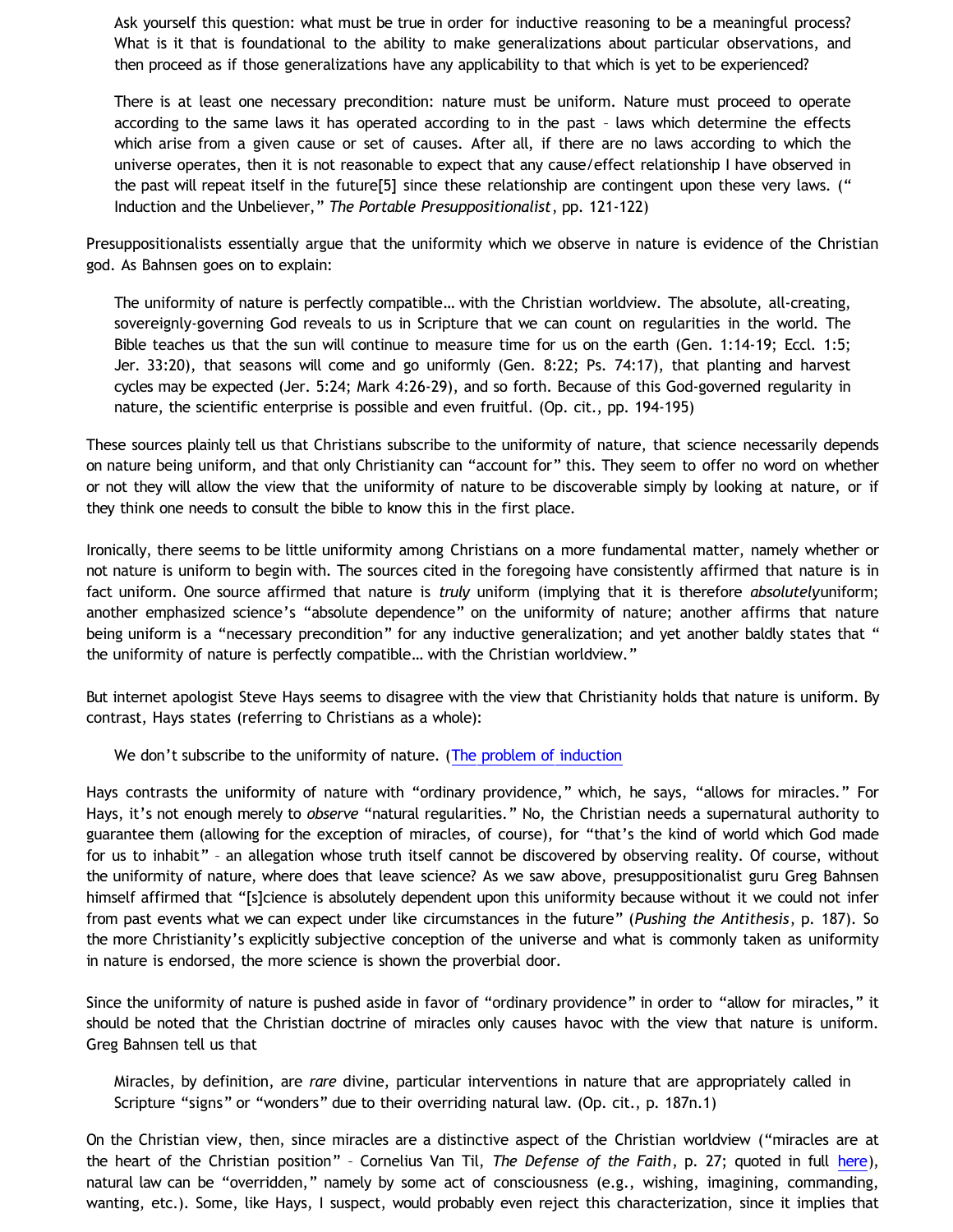> Ask yourself this question: what must be true in order for inductive reasoning to be a meaningful process? What is it that is foundational to the ability to make generalizations about particular observations, and then proceed as if those generalizations have any applicability to that which is yet to be experienced?
>
> There is at least one necessary precondition: nature must be uniform. Nature must proceed to operate according to the same laws it has operated according to in the past – laws which determine the effects which arise from a given cause or set of causes. After all, if there are no laws according to which the universe operates, then it is not reasonable to expect that any cause/effect relationship I have observed in the past will repeat itself in the future[5] since these relationship are contingent upon these very laws. (" Induction and the Unbeliever," *The Portable Presuppositionalist*, pp. 121-122)

Presuppositionalists essentially argue that the uniformity which we observe in nature is evidence of the Christian god. As Bahnsen goes on to explain:

> The uniformity of nature is perfectly compatible… with the Christian worldview. The absolute, all-creating, sovereignly-governing God reveals to us in Scripture that we can count on regularities in the world. The Bible teaches us that the sun will continue to measure time for us on the earth (Gen. 1:14-19; Eccl. 1:5; Jer. 33:20), that seasons will come and go uniformly (Gen. 8:22; Ps. 74:17), that planting and harvest cycles may be expected (Jer. 5:24; Mark 4:26-29), and so forth. Because of this God-governed regularity in nature, the scientific enterprise is possible and even fruitful. (Op. cit., pp. 194-195)

These sources plainly tell us that Christians subscribe to the uniformity of nature, that science necessarily depends on nature being uniform, and that only Christianity can "account for" this. They seem to offer no word on whether or not they will allow the view that the uniformity of nature to be discoverable simply by looking at nature, or if they think one needs to consult the bible to know this in the first place.

Ironically, there seems to be little uniformity among Christians on a more fundamental matter, namely whether or not nature is uniform to begin with. The sources cited in the foregoing have consistently affirmed that nature is in fact uniform. One source affirmed that nature is *truly* uniform (implying that it is therefore *absolutely*uniform; another emphasized science's "absolute dependence" on the uniformity of nature; another affirms that nature being uniform is a "necessary precondition" for any inductive generalization; and yet another baldly states that " the uniformity of nature is perfectly compatible… with the Christian worldview."

But internet apologist Steve Hays seems to disagree with the view that Christianity holds that nature is uniform. By contrast, Hays states (referring to Christians as a whole):

> We don't subscribe to the uniformity of nature. (The problem of induction

Hays contrasts the uniformity of nature with "ordinary providence," which, he says, "allows for miracles." For Hays, it's not enough merely to *observe* "natural regularities." No, the Christian needs a supernatural authority to guarantee them (allowing for the exception of miracles, of course), for "that's the kind of world which God made for us to inhabit" – an allegation whose truth itself cannot be discovered by observing reality. Of course, without the uniformity of nature, where does that leave science? As we saw above, presuppositionalist guru Greg Bahnsen himself affirmed that "[s]cience is absolutely dependent upon this uniformity because without it we could not infer from past events what we can expect under like circumstances in the future" (*Pushing the Antithesis*, p. 187). So the more Christianity's explicitly subjective conception of the universe and what is commonly taken as uniformity in nature is endorsed, the more science is shown the proverbial door.

Since the uniformity of nature is pushed aside in favor of "ordinary providence" in order to "allow for miracles," it should be noted that the Christian doctrine of miracles only causes havoc with the view that nature is uniform. Greg Bahnsen tell us that

> Miracles, by definition, are *rare* divine, particular interventions in nature that are appropriately called in Scripture "signs" or "wonders" due to their overriding natural law. (Op. cit., p. 187n.1)

On the Christian view, then, since miracles are a distinctive aspect of the Christian worldview ("miracles are at the heart of the Christian position" – Cornelius Van Til, *The Defense of the Faith*, p. 27; quoted in full here), natural law can be "overridden," namely by some act of consciousness (e.g., wishing, imagining, commanding, wanting, etc.). Some, like Hays, I suspect, would probably even reject this characterization, since it implies that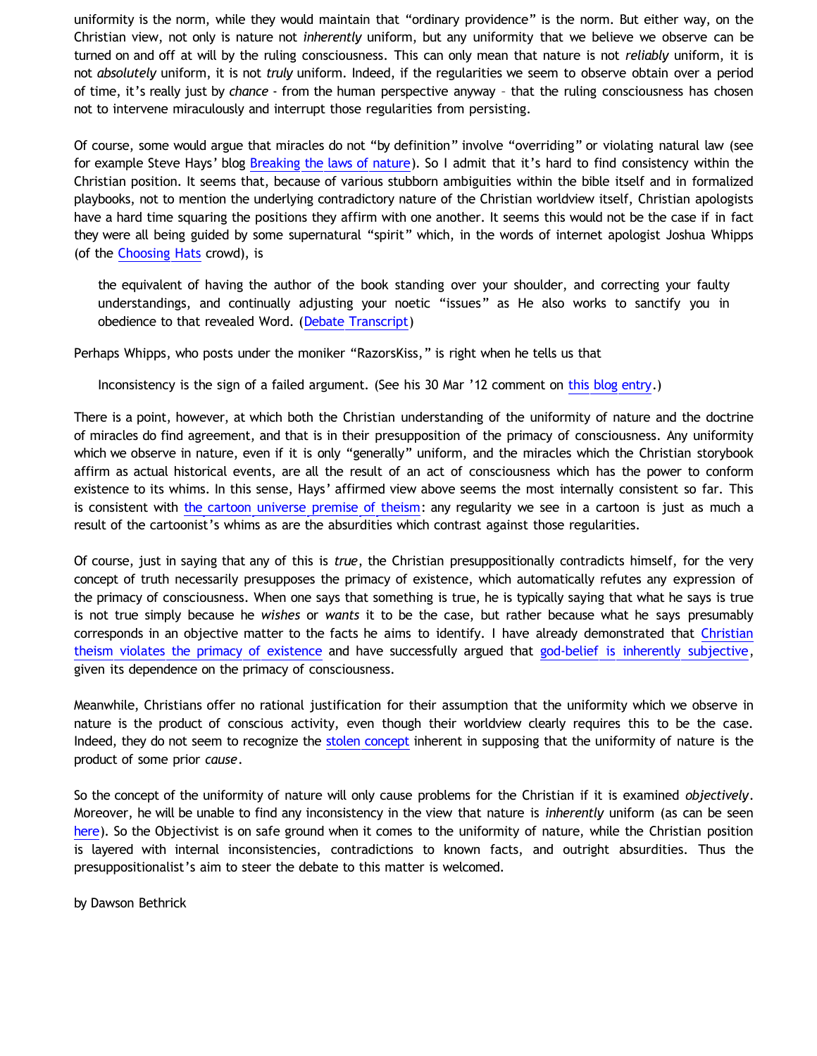uniformity is the norm, while they would maintain that "ordinary providence" is the norm. But either way, on the Christian view, not only is nature not *inherently* uniform, but any uniformity that we believe we observe can be turned on and off at will by the ruling consciousness. This can only mean that nature is not *reliably* uniform, it is not *absolutely* uniform, it is not *truly* uniform. Indeed, if the regularities we seem to observe obtain over a period of time, it's really just by *chance* - from the human perspective anyway – that the ruling consciousness has chosen not to intervene miraculously and interrupt those regularities from persisting.

Of course, some would argue that miracles do not "by definition" involve "overriding" or violating natural law (see for example Steve Hays' blog Breaking the laws of nature). So I admit that it's hard to find consistency within the Christian position. It seems that, because of various stubborn ambiguities within the bible itself and in formalized playbooks, not to mention the underlying contradictory nature of the Christian worldview itself, Christian apologists have a hard time squaring the positions they affirm with one another. It seems this would not be the case if in fact they were all being guided by some supernatural "spirit" which, in the words of internet apologist Joshua Whipps (of the Choosing Hats crowd), is

> the equivalent of having the author of the book standing over your shoulder, and correcting your faulty understandings, and continually adjusting your noetic "issues" as He also works to sanctify you in obedience to that revealed Word. (Debate Transcript)

Perhaps Whipps, who posts under the moniker "RazorsKiss," is right when he tells us that

> Inconsistency is the sign of a failed argument. (See his 30 Mar '12 comment on this blog entry.)

There is a point, however, at which both the Christian understanding of the uniformity of nature and the doctrine of miracles do find agreement, and that is in their presupposition of the primacy of consciousness. Any uniformity which we observe in nature, even if it is only "generally" uniform, and the miracles which the Christian storybook affirm as actual historical events, are all the result of an act of consciousness which has the power to conform existence to its whims. In this sense, Hays' affirmed view above seems the most internally consistent so far. This is consistent with the cartoon universe premise of theism: any regularity we see in a cartoon is just as much a result of the cartoonist's whims as are the absurdities which contrast against those regularities.

Of course, just in saying that any of this is *true*, the Christian presuppositionally contradicts himself, for the very concept of truth necessarily presupposes the primacy of existence, which automatically refutes any expression of the primacy of consciousness. When one says that something is true, he is typically saying that what he says is true is not true simply because he *wishes* or *wants* it to be the case, but rather because what he says presumably corresponds in an objective matter to the facts he aims to identify. I have already demonstrated that Christian theism violates the primacy of existence and have successfully argued that god-belief is inherently subjective, given its dependence on the primacy of consciousness.

Meanwhile, Christians offer no rational justification for their assumption that the uniformity which we observe in nature is the product of conscious activity, even though their worldview clearly requires this to be the case. Indeed, they do not seem to recognize the stolen concept inherent in supposing that the uniformity of nature is the product of some prior *cause*.

So the concept of the uniformity of nature will only cause problems for the Christian if it is examined *objectively*. Moreover, he will be unable to find any inconsistency in the view that nature is *inherently* uniform (as can be seen here). So the Objectivist is on safe ground when it comes to the uniformity of nature, while the Christian position is layered with internal inconsistencies, contradictions to known facts, and outright absurdities. Thus the presuppositionalist's aim to steer the debate to this matter is welcomed.

by Dawson Bethrick